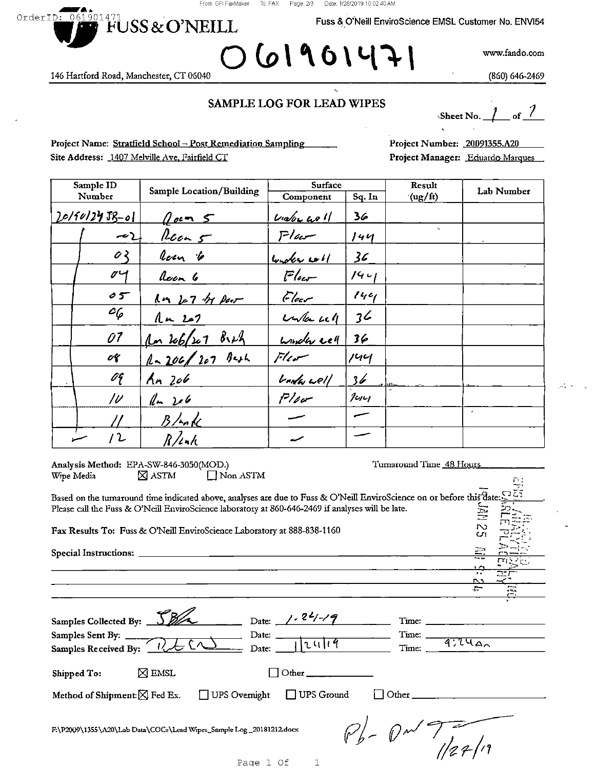OrderID: 061901471

# FUSS & O'NEILL

Fuss & O'Neill EnviroScience EMSL Customer No. ENVI54

061901471

www.fando.com

146 Hartford Road, Manchester, CT 06040

(860) 646-2469

## SAMPLE LOG FOR LEAD WIPES

Sheet No. 1 of 1

**Project Name:** Stratfield School – Post Remediation Sampling

**Site Address:** 1407 Melville Ave, Fairfield CT

**Project Number:** 20091355.A20

**Project Manager:** Eduardo Marques

| Sample ID Number | Sample Location/Building | Surface Component | Sq. In | Result (ug/ft) | Lab Number |
|---|---|---|---|---|---|
| 20190124 JB-01 | Room 5 | window well | 36 | | |
| -02 | Room 5 | Floor | 144 | | |
| 03 | Room 6 | window well | 36 | | |
| 04 | Room 6 | Floor | 144 | | |
| 05 | Rm 207 by Door | Floor | 144 | | |
| 06 | Rm 207 | window well | 36 | | |
| 07 | Rm 206/207 Bath | window well | 36 | | |
| 08 | Rm 206/207 Bath | Floor | 144 | | |
| 09 | Rm 206 | window well | 36 | | |
| 10 | Rm 206 | Floor | 144 | | |
| 11 | Blank | — | — | | |
| 12 | Blank | — | — | | |

**Analysis Method:** EPA-SW-846-3050(MOD.)

Wipe Media ☒ ASTM ☐ Non ASTM

Turnaround Time 48 Hours

Based on the turnaround time indicated above, analyses are due to Fuss & O'Neill EnviroScience on or before this date: ______.
Please call the Fuss & O'Neill EnviroScience laboratory at 860-646-2469 if analyses will be late.

RECEIVED EMSL ANALYTICAL, INC. CARLE PLACE, NY 19 JAN 25 AM 9:24

**Fax Results To:** Fuss & O'Neill EnviroScience Laboratory at 888-838-1160

**Special Instructions:** ______

**Samples Collected By:** JB Date: 1-24-19 Time: ______

**Samples Sent By:** ______ Date: ______ Time: ______

**Samples Received By:** [signature] Date: 1/24/19 Time: 9:24Am

**Shipped To:** ☒ EMSL ☐ Other ______

**Method of Shipment:** ☒ Fed Ex. ☐ UPS Overnight ☐ UPS Ground ☐ Other ______

F:\P2009\1355\A20\Lab Data\COCs\Lead Wipes_Sample Log_20181212.docx

Pb - Dw T 1/27/19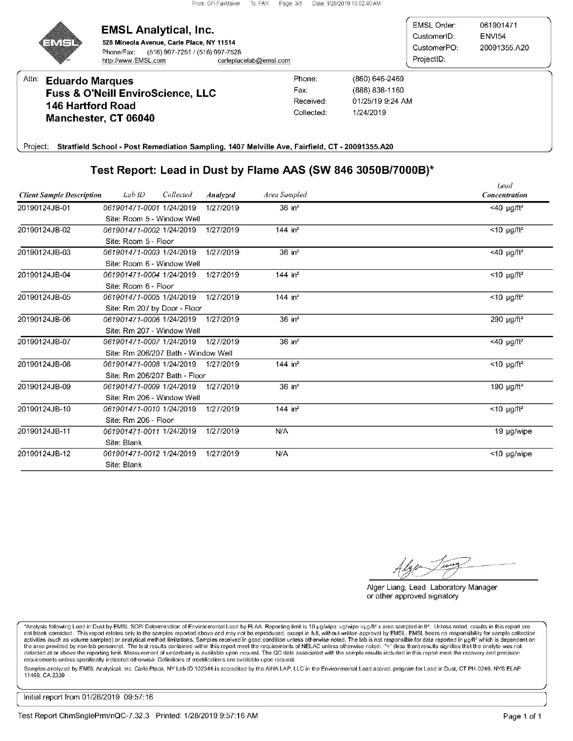# EMSL Analytical, Inc.

**528 Mineola Avenue, Carle Place, NY 11514**
Phone/Fax: (516) 997-7251 / (516) 997-7528
http://www.EMSL.com carleplacelab@emsl.com

| | |
|---|---|
| EMSL Order: | 061901471 |
| CustomerID: | ENVI54 |
| CustomerPO: | 20091355.A20 |
| ProjectID: | |

Attn: **Eduardo Marques**
**Fuss & O'Neill EnviroScience, LLC**
**146 Hartford Road**
**Manchester, CT 06040**

| | |
|---|---|
| Phone: | (860) 646-2469 |
| Fax: | (888) 838-1160 |
| Received: | 01/25/19 9:24 AM |
| Collected: | 1/24/2019 |

Project: **Stratfield School - Post Remediation Sampling, 1407 Melville Ave, Fairfield, CT - 20091355.A20**

## Test Report: Lead in Dust by Flame AAS (SW 846 3050B/7000B)*

| *Client Sample Description* | *Lab ID* | *Collected* | *Analyzed* | *Area Sampled* | *Lead Concentration* |
|---|---|---|---|---|---|
| 20190124JB-01 | 061901471-0001 Site: Room 5 - Window Well | 1/24/2019 | 1/27/2019 | 36 in² | <40 µg/ft² |
| 20190124JB-02 | 061901471-0002 Site: Room 5 - Floor | 1/24/2019 | 1/27/2019 | 144 in² | <10 µg/ft² |
| 20190124JB-03 | 061901471-0003 Site: Room 6 - Window Well | 1/24/2019 | 1/27/2019 | 36 in² | <40 µg/ft² |
| 20190124JB-04 | 061901471-0004 Site: Room 6 - Floor | 1/24/2019 | 1/27/2019 | 144 in² | <10 µg/ft² |
| 20190124JB-05 | 061901471-0005 Site: Rm 207 by Door - Floor | 1/24/2019 | 1/27/2019 | 144 in² | <10 µg/ft² |
| 20190124JB-06 | 061901471-0006 Site: Rm 207 - Window Well | 1/24/2019 | 1/27/2019 | 36 in² | 290 µg/ft² |
| 20190124JB-07 | 061901471-0007 Site: Rm 206/207 Bath - Window Well | 1/24/2019 | 1/27/2019 | 36 in² | <40 µg/ft² |
| 20190124JB-08 | 061901471-0008 Site: Rm 206/207 Bath - Floor | 1/24/2019 | 1/27/2019 | 144 in² | <10 µg/ft² |
| 20190124JB-09 | 061901471-0009 Site: Rm 206 - Window Well | 1/24/2019 | 1/27/2019 | 36 in² | 190 µg/ft² |
| 20190124JB-10 | 061901471-0010 Site: Rm 206 - Floor | 1/24/2019 | 1/27/2019 | 144 in² | <10 µg/ft² |
| 20190124JB-11 | 061901471-0011 Site: Blank | 1/24/2019 | 1/27/2019 | N/A | 19 µg/wipe |
| 20190124JB-12 | 061901471-0012 Site: Blank | 1/24/2019 | 1/27/2019 | N/A | <10 µg/wipe |

Alger Liang, Lead Laboratory Manager
or other approved signatory

*Analysis following Lead in Dust by EMSL SOP/ Determination of Environmental Lead by FLAA. Reporting limit is 10 µg/wipe. ug/wipe =µg/ft² x area sampled in ft². Unless noted, results in this report are not blank corrected. This report relates only to the samples reported above and may not be reproduced, except in full, without written approval by EMSL. EMSL bears no responsibility for sample collection activities (such as volume sampled) or analytical method limitations. Samples received in good condition unless otherwise noted. The lab is not responsible for data reported in µg/ft² which is dependent on the area provided by non-lab personnel. The test results contained within this report meet the requirements of NELAC unless otherwise noted. "<" (less than) results signifies that the analyte was not detected at or above the reporting limit. Measurement of uncertainty is available upon request. The QC data associated with the sample results included in this report meet the recovery and precision requirements unless specifically indicated otherwise. Definitions of modifications are available upon request.

Samples analyzed by EMSL Analytical, Inc. Carle Place, NY Lab ID 102344 is accredited by the AIHA LAP, LLC in the Environmental Lead accred. program for Lead in Dust, CT PH-0249, NYS ELAP 11469, CA 2339

Initial report from 01/28/2019 09:57:16

Test Report ChmSnglePrm/nQC-7.32.3 Printed: 1/28/2019 9:57:16 AM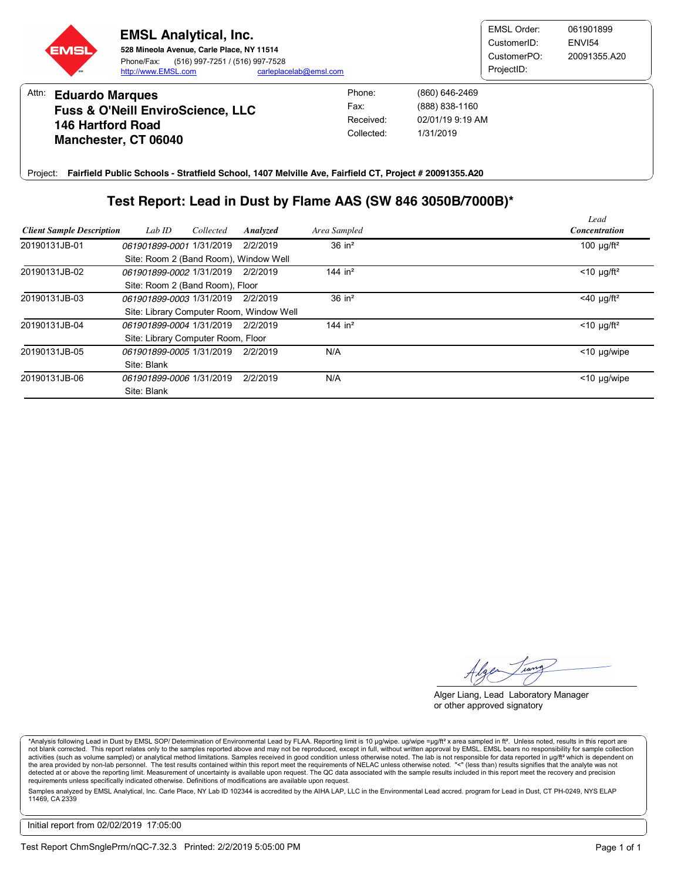**EMSL Analytical, Inc.**
**528 Mineola Avenue, Carle Place, NY 11514**
Phone/Fax: (516) 997-7251 / (516) 997-7528
http://www.EMSL.com carleplacelab@emsl.com

| | |
|---|---|
| EMSL Order: | 061901899 |
| CustomerID: | ENVI54 |
| CustomerPO: | 20091355.A20 |
| ProjectID: | |

Attn: **Eduardo Marques**
**Fuss & O'Neill EnviroScience, LLC**
**146 Hartford Road**
**Manchester, CT 06040**

| | |
|---|---|
| Phone: | (860) 646-2469 |
| Fax: | (888) 838-1160 |
| Received: | 02/01/19 9:19 AM |
| Collected: | 1/31/2019 |

Project: **Fairfield Public Schools - Stratfield School, 1407 Melville Ave, Fairfield CT, Project # 20091355.A20**

## Test Report: Lead in Dust by Flame AAS (SW 846 3050B/7000B)*

| Client Sample Description | Lab ID | Collected | Analyzed | Area Sampled | Lead Concentration |
|---|---|---|---|---|---|
| 20190131JB-01 | 061901899-0001 | 1/31/2019 | 2/2/2019 | 36 in² | 100 µg/ft² |
| Site: Room 2 (Band Room), Window Well | | | | | |
| 20190131JB-02 | 061901899-0002 | 1/31/2019 | 2/2/2019 | 144 in² | <10 µg/ft² |
| Site: Room 2 (Band Room), Floor | | | | | |
| 20190131JB-03 | 061901899-0003 | 1/31/2019 | 2/2/2019 | 36 in² | <40 µg/ft² |
| Site: Library Computer Room, Window Well | | | | | |
| 20190131JB-04 | 061901899-0004 | 1/31/2019 | 2/2/2019 | 144 in² | <10 µg/ft² |
| Site: Library Computer Room, Floor | | | | | |
| 20190131JB-05 | 061901899-0005 | 1/31/2019 | 2/2/2019 | N/A | <10 µg/wipe |
| Site: Blank | | | | | |
| 20190131JB-06 | 061901899-0006 | 1/31/2019 | 2/2/2019 | N/A | <10 µg/wipe |
| Site: Blank | | | | | |

Alger Liang, Lead Laboratory Manager
or other approved signatory

*Analysis following Lead in Dust by EMSL SOP/ Determination of Environmental Lead by FLAA. Reporting limit is 10 µg/wipe. ug/wipe =µg/ft² x area sampled in ft². Unless noted, results in this report are not blank corrected. This report relates only to the samples reported above and may not be reproduced, except in full, without written approval by EMSL. EMSL bears no responsibility for sample collection activities (such as volume sampled) or analytical method limitations. Samples received in good condition unless otherwise noted. The lab is not responsible for data reported in µg/ft² which is dependent on the area provided by non-lab personnel. The test results contained within this report meet the requirements of NELAC unless otherwise noted. "<" (less than) results signifies that the analyte was not detected at or above the reporting limit. Measurement of uncertainty is available upon request. The QC data associated with the sample results included in this report meet the recovery and precision requirements unless specifically indicated otherwise. Definitions of modifications are available upon request.

Samples analyzed by EMSL Analytical, Inc. Carle Place, NY Lab ID 102344 is accredited by the AIHA LAP, LLC in the Environmental Lead accred. program for Lead in Dust, CT PH-0249, NYS ELAP 11469, CA 2339

Initial report from 02/02/2019 17:05:00

Test Report ChmSnglePrm/nQC-7.32.3 Printed: 2/2/2019 5:05:00 PM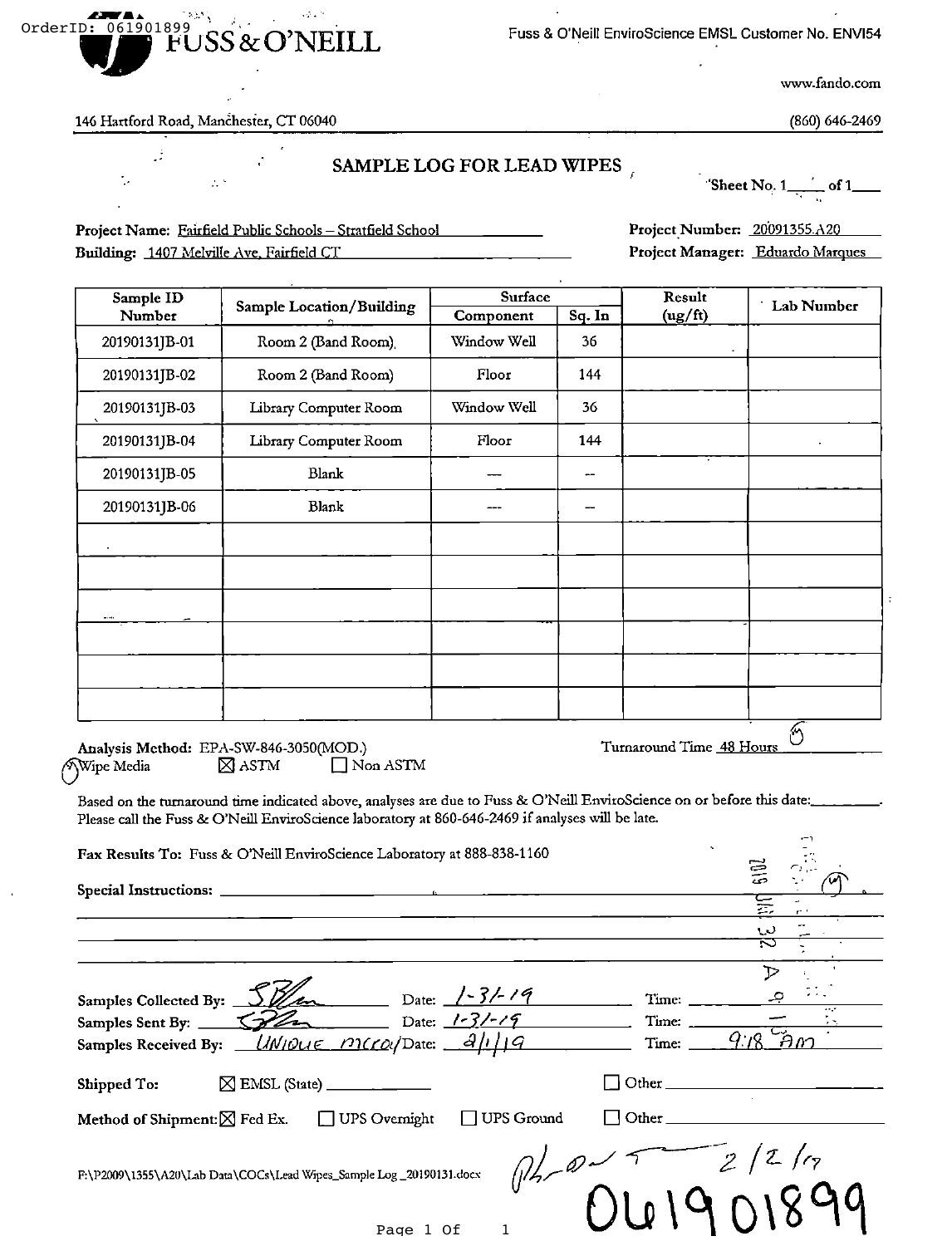OrderID: 061901899

**FUSS & O'NEILL**

Fuss & O'Neill EnviroScience EMSL Customer No. ENVI54

www.fando.com

146 Hartford Road, Manchester, CT 06040

(860) 646-2469

# SAMPLE LOG FOR LEAD WIPES

Sheet No. 1____ of 1____

**Project Name:** Fairfield Public Schools – Stratfield School

**Building:** 1407 Melville Ave, Fairfield CT

**Project Number:** 20091355.A20

**Project Manager:** Eduardo Marques

| Sample ID Number | Sample Location/Building | Surface | | Result (ug/ft) | Lab Number |
|---|---|---|---|---|---|
| | | Component | Sq. In | | |
| 20190131JB-01 | Room 2 (Band Room) | Window Well | 36 | | |
| 20190131JB-02 | Room 2 (Band Room) | Floor | 144 | | |
| 20190131JB-03 | Library Computer Room | Window Well | 36 | | |
| 20190131JB-04 | Library Computer Room | Floor | 144 | | |
| 20190131JB-05 | Blank | --- | -- | | |
| 20190131JB-06 | Blank | --- | -- | | |
| | | | | | |
| | | | | | |
| | | | | | |
| | | | | | |
| | | | | | |
| | | | | | |

**Analysis Method:** EPA-SW-846-3050(MOD.)

Turnaround Time 48 Hours

Wipe Media ☒ ASTM ☐ Non ASTM

Based on the turnaround time indicated above, analyses are due to Fuss & O'Neill EnviroScience on or before this date:________. Please call the Fuss & O'Neill EnviroScience laboratory at 860-646-2469 if analyses will be late.

**Fax Results To:** Fuss & O'Neill EnviroScience Laboratory at 888-838-1160

**Special Instructions:** ________________

2019 JAN 31

**Samples Collected By:** SBlan **Date:** 1-31-19 **Time:** ________

**Samples Sent By:** SBlan **Date:** 1-31-19 **Time:** ________

**Samples Received By:** UNIQUE MICRO **Date:** 2/1/19 **Time:** 9:18 AM

**Shipped To:** ☒ EMSL (State) ________ ☐ Other ________

**Method of Shipment:** ☒ Fed Ex. ☐ UPS Overnight ☐ UPS Ground ☐ Other ________

F:\P2009\1355\A20\Lab Data\COCs\Lead Wipes_Sample Log _20190131.docx

2/2/19

061901899